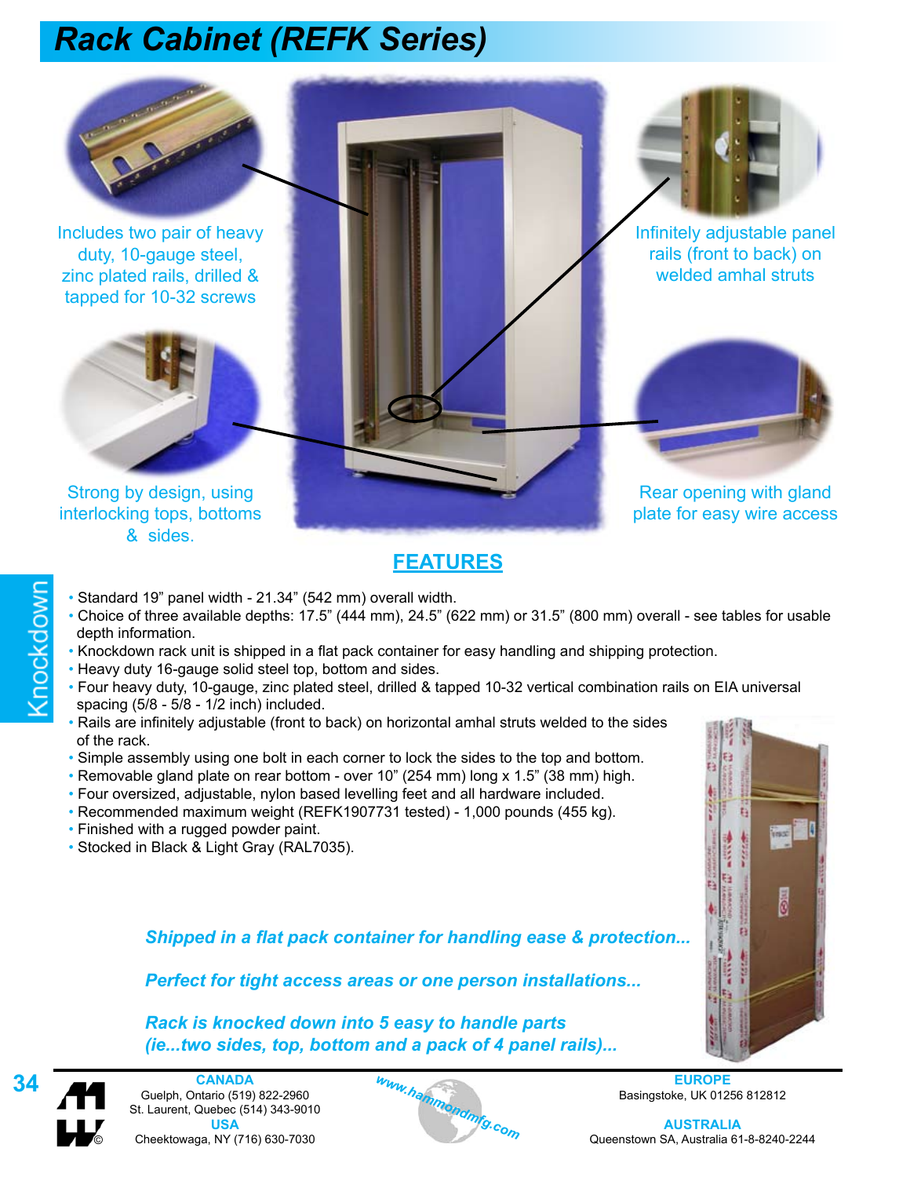# Rack Cabinet (REFK Series)

Includes two pair of heavy duty, 10-gauge steel, zinc plated rails, drilled & tapped for 10-32 screws

Infinitely adjustable panel rails (front to back) on welded amhal struts

Strong by design, using interlocking tops, bottoms & sides.

Rear opening with gland plate for easy wire access

## FEATURES

- Standard 19" panel width - 21.34" (542 mm) overall width.
- Choice of three available depths: 17.5" (444 mm), 24.5" (622 mm) or 31.5" (800 mm) overall - see tables for usable depth information.
- Knockdown rack unit is shipped in a flat pack container for easy handling and shipping protection.
- Heavy duty 16-gauge solid steel top, bottom and sides.
- Four heavy duty, 10-gauge, zinc plated steel, drilled & tapped 10-32 vertical combination rails on EIA universal spacing (5/8 - 5/8 - 1/2 inch) included.
- Rails are infinitely adjustable (front to back) on horizontal amhal struts welded to the sides of the rack.
- Simple assembly using one bolt in each corner to lock the sides to the top and bottom.
- Removable gland plate on rear bottom - over 10" (254 mm) long x 1.5" (38 mm) high.
- Four oversized, adjustable, nylon based levelling feet and all hardware included.
- Recommended maximum weight (REFK1907731 tested) - 1,000 pounds (455 kg).
- Finished with a rugged powder paint.
- Stocked in Black & Light Gray (RAL7035).

***Shipped in a flat pack container for handling ease & protection...***

***Perfect for tight access areas or one person installations...***

***Rack is knocked down into 5 easy to handle parts (ie...two sides, top, bottom and a pack of 4 panel rails)...***

**CANADA**
Guelph, Ontario (519) 822-2960
St. Laurent, Quebec (514) 343-9010

**USA**
Cheektowaga, NY (716) 630-7030

www.hammondmfg.com

**EUROPE**
Basingstoke, UK 01256 812812

**AUSTRALIA**
Queenstown SA, Australia 61-8-8240-2244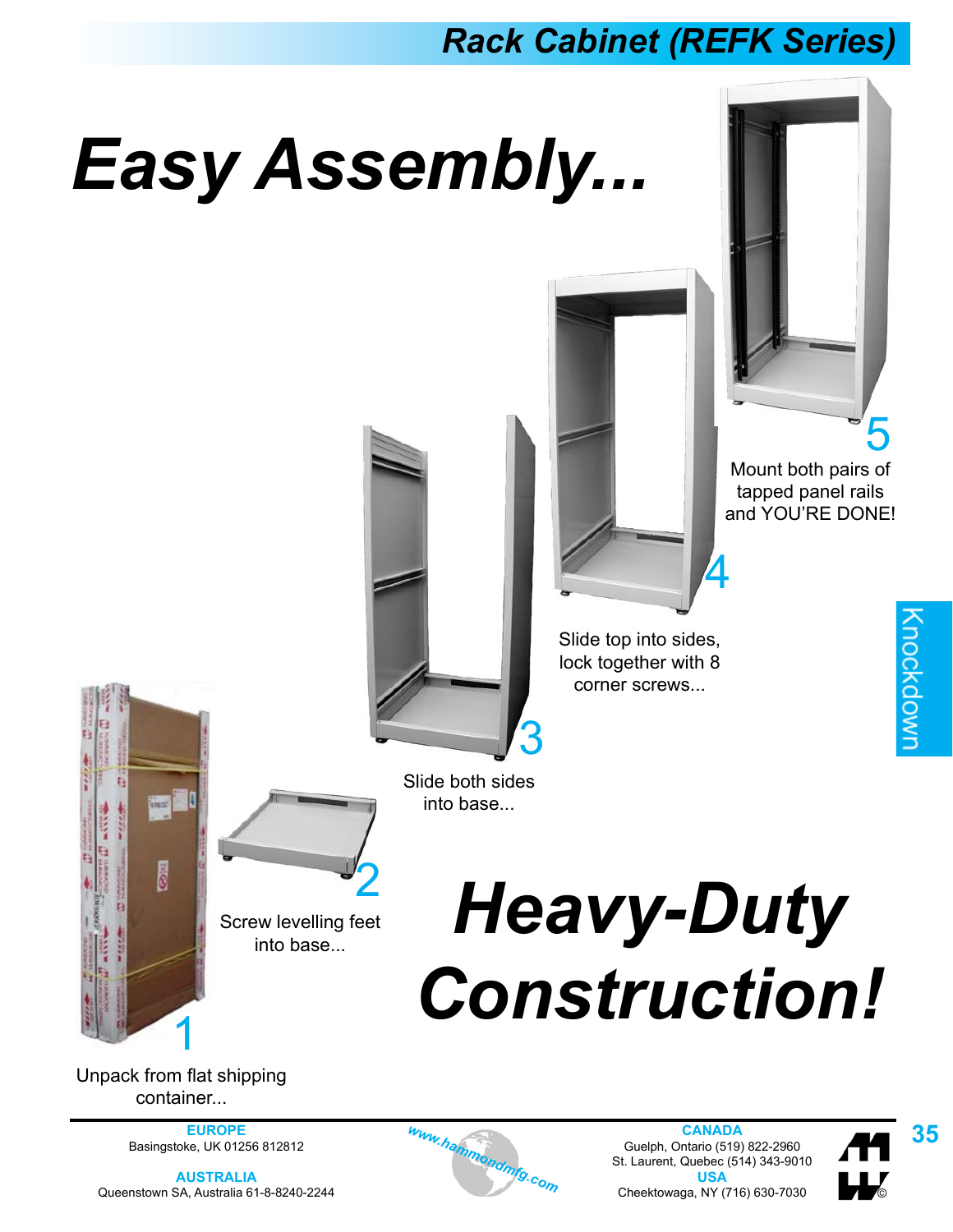# Easy Assembly...

1. Unpack from flat shipping container...
2. Screw levelling feet into base...
3. Slide both sides into base...
4. Slide top into sides, lock together with 8 corner screws...
5. Mount both pairs of tapped panel rails and YOU'RE DONE!

# Heavy-Duty Construction!

Knockdown

**EUROPE**
Basingstoke, UK 01256 812812

**AUSTRALIA**
Queenstown SA, Australia 61-8-8240-2244

www.hammondmfg.com

**CANADA**
Guelph, Ontario (519) 822-2960
St. Laurent, Quebec (514) 343-9010

**USA**
Cheektowaga, NY (716) 630-7030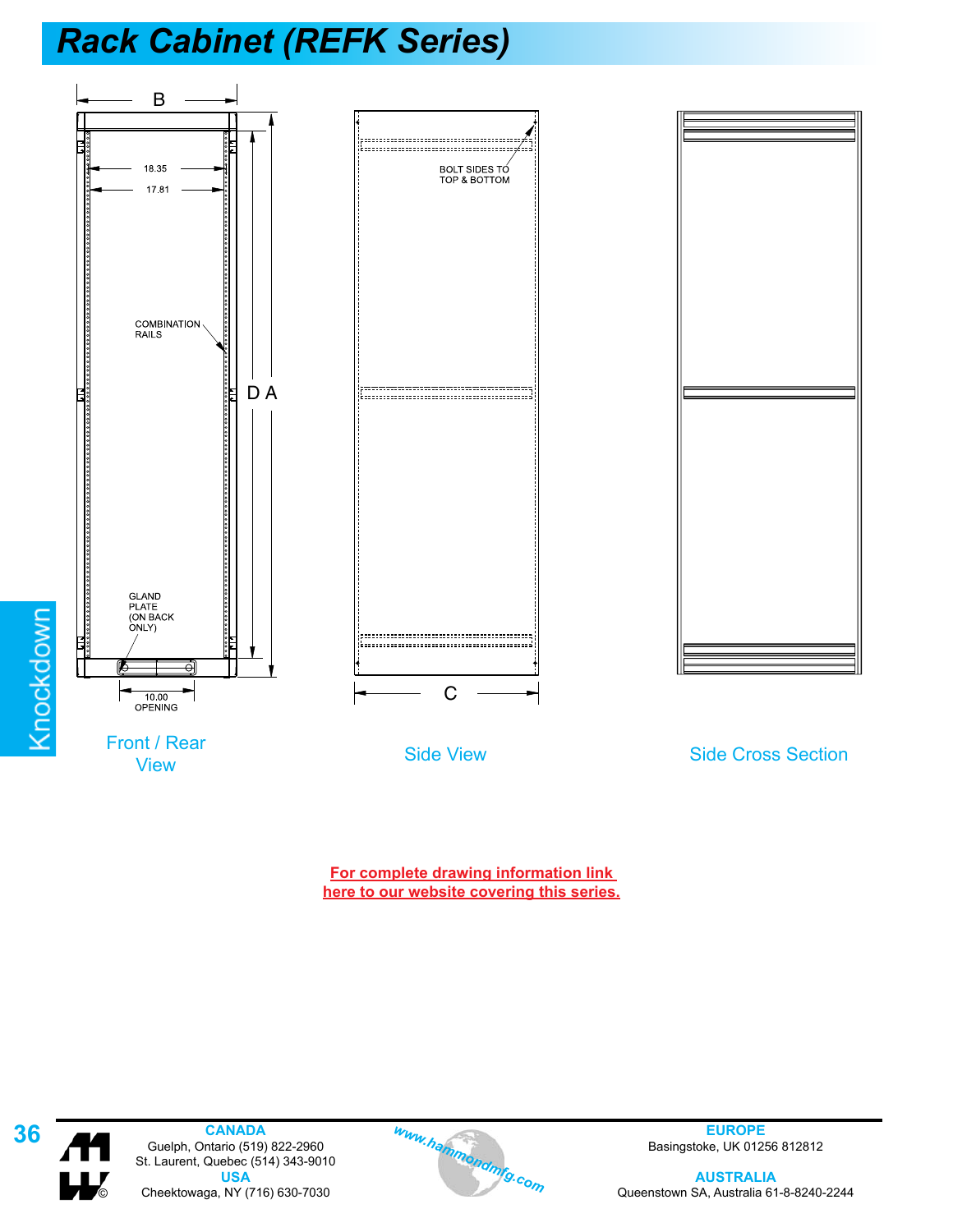# Rack Cabinet (REFK Series)

B

18.35

17.81

COMBINATION RAILS

D A

GLAND PLATE (ON BACK ONLY)

10.00 OPENING

BOLT SIDES TO TOP & BOTTOM

C

Front / Rear View

Side View

Side Cross Section

**For complete drawing information link here to our website covering this series.**

Knockdown

**CANADA**
Guelph, Ontario (519) 822-2960
St. Laurent, Quebec (514) 343-9010

**USA**
Cheektowaga, NY (716) 630-7030

www.hammondmfg.com

**EUROPE**
Basingstoke, UK 01256 812812

**AUSTRALIA**
Queenstown SA, Australia 61-8-8240-2244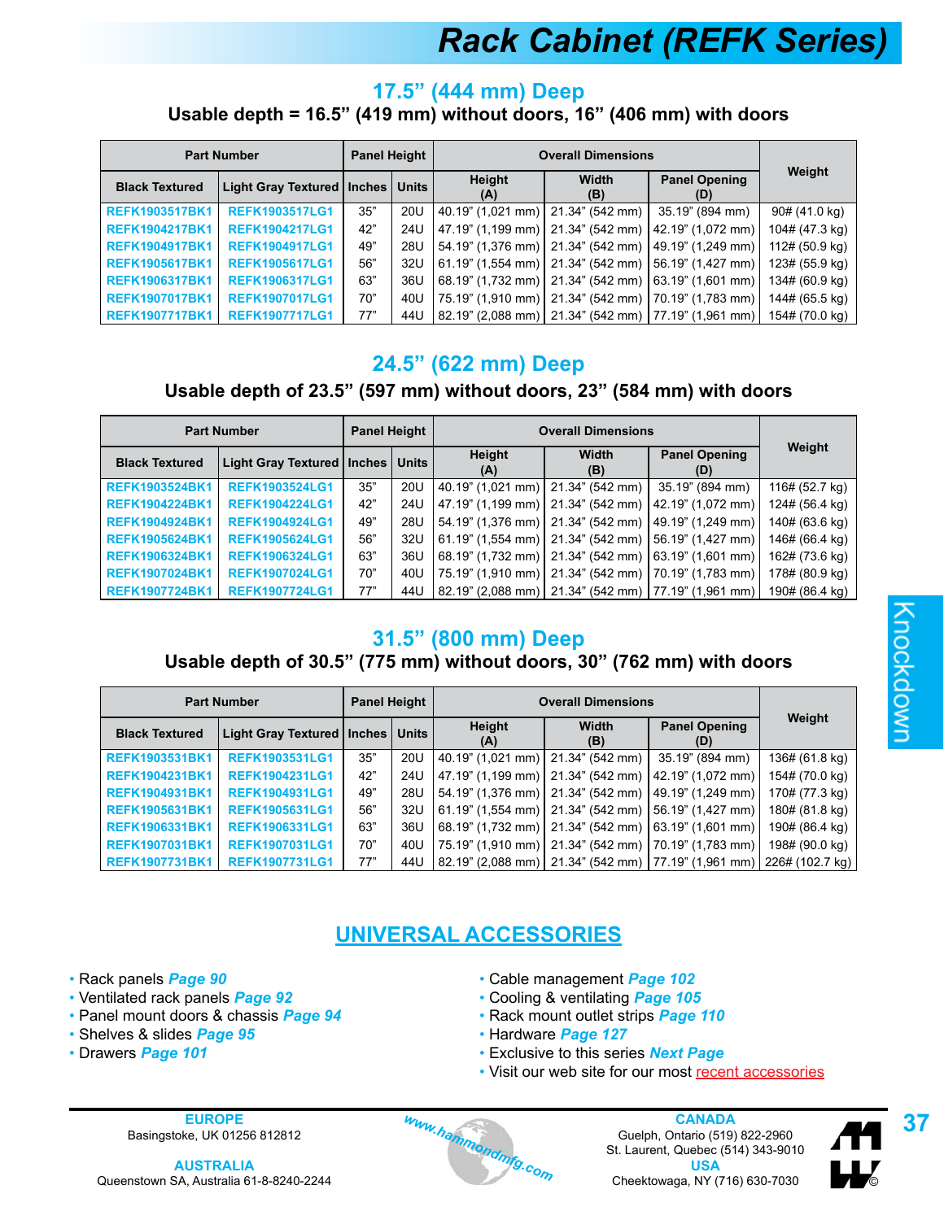# Rack Cabinet (REFK Series)

## 17.5" (444 mm) Deep

**Usable depth = 16.5" (419 mm) without doors, 16" (406 mm) with doors**

| Part Number | | Panel Height | | Overall Dimensions | | | Weight |
|---|---|---|---|---|---|---|---|
| Black Textured | Light Gray Textured | Inches | Units | Height (A) | Width (B) | Panel Opening (D) | |
| REFK1903517BK1 | REFK1903517LG1 | 35" | 20U | 40.19" (1,021 mm) | 21.34" (542 mm) | 35.19" (894 mm) | 90# (41.0 kg) |
| REFK1904217BK1 | REFK1904217LG1 | 42" | 24U | 47.19" (1,199 mm) | 21.34" (542 mm) | 42.19" (1,072 mm) | 104# (47.3 kg) |
| REFK1904917BK1 | REFK1904917LG1 | 49" | 28U | 54.19" (1,376 mm) | 21.34" (542 mm) | 49.19" (1,249 mm) | 112# (50.9 kg) |
| REFK1905617BK1 | REFK1905617LG1 | 56" | 32U | 61.19" (1,554 mm) | 21.34" (542 mm) | 56.19" (1,427 mm) | 123# (55.9 kg) |
| REFK1906317BK1 | REFK1906317LG1 | 63" | 36U | 68.19" (1,732 mm) | 21.34" (542 mm) | 63.19" (1,601 mm) | 134# (60.9 kg) |
| REFK1907017BK1 | REFK1907017LG1 | 70" | 40U | 75.19" (1,910 mm) | 21.34" (542 mm) | 70.19" (1,783 mm) | 144# (65.5 kg) |
| REFK1907717BK1 | REFK1907717LG1 | 77" | 44U | 82.19" (2,088 mm) | 21.34" (542 mm) | 77.19" (1,961 mm) | 154# (70.0 kg) |

## 24.5" (622 mm) Deep

**Usable depth of 23.5" (597 mm) without doors, 23" (584 mm) with doors**

| Part Number | | Panel Height | | Overall Dimensions | | | Weight |
|---|---|---|---|---|---|---|---|
| Black Textured | Light Gray Textured | Inches | Units | Height (A) | Width (B) | Panel Opening (D) | |
| REFK1903524BK1 | REFK1903524LG1 | 35" | 20U | 40.19" (1,021 mm) | 21.34" (542 mm) | 35.19" (894 mm) | 116# (52.7 kg) |
| REFK1904224BK1 | REFK1904224LG1 | 42" | 24U | 47.19" (1,199 mm) | 21.34" (542 mm) | 42.19" (1,072 mm) | 124# (56.4 kg) |
| REFK1904924BK1 | REFK1904924LG1 | 49" | 28U | 54.19" (1,376 mm) | 21.34" (542 mm) | 49.19" (1,249 mm) | 140# (63.6 kg) |
| REFK1905624BK1 | REFK1905624LG1 | 56" | 32U | 61.19" (1,554 mm) | 21.34" (542 mm) | 56.19" (1,427 mm) | 146# (66.4 kg) |
| REFK1906324BK1 | REFK1906324LG1 | 63" | 36U | 68.19" (1,732 mm) | 21.34" (542 mm) | 63.19" (1,601 mm) | 162# (73.6 kg) |
| REFK1907024BK1 | REFK1907024LG1 | 70" | 40U | 75.19" (1,910 mm) | 21.34" (542 mm) | 70.19" (1,783 mm) | 178# (80.9 kg) |
| REFK1907724BK1 | REFK1907724LG1 | 77" | 44U | 82.19" (2,088 mm) | 21.34" (542 mm) | 77.19" (1,961 mm) | 190# (86.4 kg) |

## 31.5" (800 mm) Deep

**Usable depth of 30.5" (775 mm) without doors, 30" (762 mm) with doors**

| Part Number | | Panel Height | | Overall Dimensions | | | Weight |
|---|---|---|---|---|---|---|---|
| Black Textured | Light Gray Textured | Inches | Units | Height (A) | Width (B) | Panel Opening (D) | |
| REFK1903531BK1 | REFK1903531LG1 | 35" | 20U | 40.19" (1,021 mm) | 21.34" (542 mm) | 35.19" (894 mm) | 136# (61.8 kg) |
| REFK1904231BK1 | REFK1904231LG1 | 42" | 24U | 47.19" (1,199 mm) | 21.34" (542 mm) | 42.19" (1,072 mm) | 154# (70.0 kg) |
| REFK1904931BK1 | REFK1904931LG1 | 49" | 28U | 54.19" (1,376 mm) | 21.34" (542 mm) | 49.19" (1,249 mm) | 170# (77.3 kg) |
| REFK1905631BK1 | REFK1905631LG1 | 56" | 32U | 61.19" (1,554 mm) | 21.34" (542 mm) | 56.19" (1,427 mm) | 180# (81.8 kg) |
| REFK1906331BK1 | REFK1906331LG1 | 63" | 36U | 68.19" (1,732 mm) | 21.34" (542 mm) | 63.19" (1,601 mm) | 190# (86.4 kg) |
| REFK1907031BK1 | REFK1907031LG1 | 70" | 40U | 75.19" (1,910 mm) | 21.34" (542 mm) | 70.19" (1,783 mm) | 198# (90.0 kg) |
| REFK1907731BK1 | REFK1907731LG1 | 77" | 44U | 82.19" (2,088 mm) | 21.34" (542 mm) | 77.19" (1,961 mm) | 226# (102.7 kg) |

## UNIVERSAL ACCESSORIES

- Rack panels ***Page 90***
- Ventilated rack panels ***Page 92***
- Panel mount doors & chassis ***Page 94***
- Shelves & slides ***Page 95***
- Drawers ***Page 101***
- Cable management ***Page 102***
- Cooling & ventilating ***Page 105***
- Rack mount outlet strips ***Page 110***
- Hardware ***Page 127***
- Exclusive to this series ***Next Page***
- Visit our web site for our most recent accessories

Knockdown

**EUROPE**
Basingstoke, UK 01256 812812

**AUSTRALIA**
Queenstown SA, Australia 61-8-8240-2244

www.hammondmfg.com

**CANADA**
Guelph, Ontario (519) 822-2960
St. Laurent, Quebec (514) 343-9010

**USA**
Cheektowaga, NY (716) 630-7030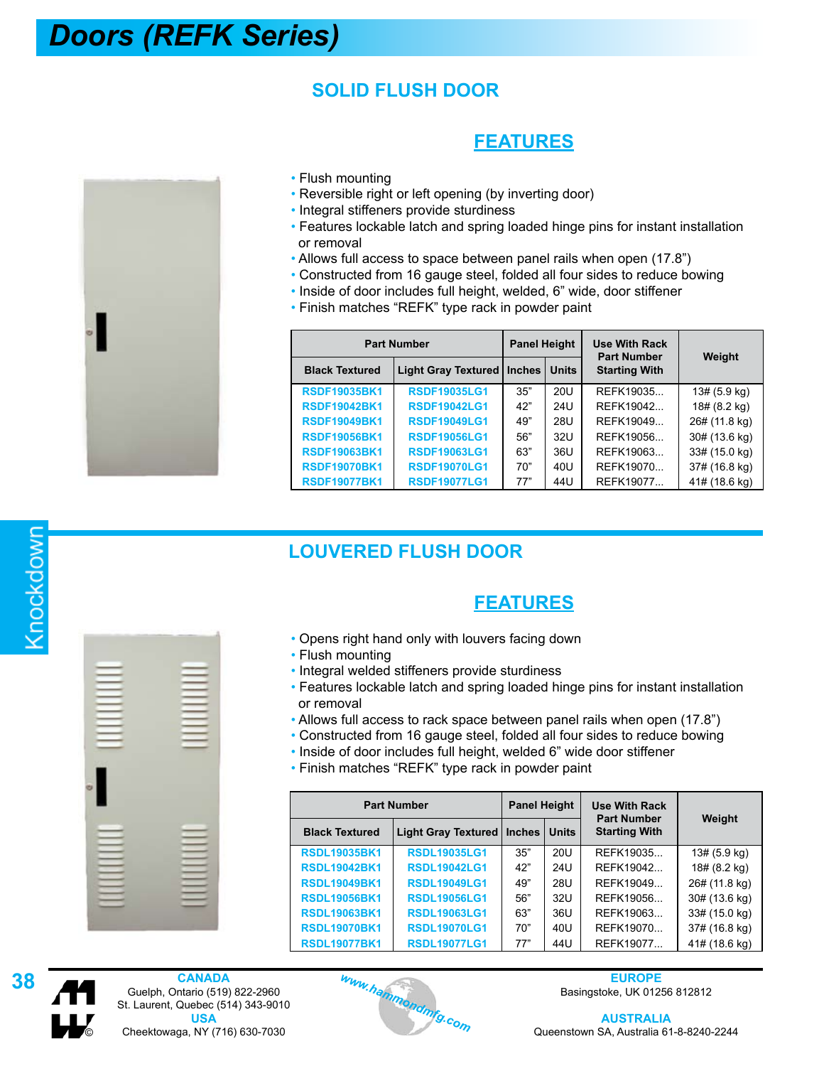# Doors (REFK Series)

## SOLID FLUSH DOOR

### FEATURES

- Flush mounting
- Reversible right or left opening (by inverting door)
- Integral stiffeners provide sturdiness
- Features lockable latch and spring loaded hinge pins for instant installation or removal
- Allows full access to space between panel rails when open (17.8")
- Constructed from 16 gauge steel, folded all four sides to reduce bowing
- Inside of door includes full height, welded, 6" wide, door stiffener
- Finish matches "REFK" type rack in powder paint

| Part Number | | Panel Height | | Use With Rack Part Number Starting With | Weight |
|---|---|---|---|---|---|
| Black Textured | Light Gray Textured | Inches | Units | | |
| RSDF19035BK1 | RSDF19035LG1 | 35" | 20U | REFK19035... | 13# (5.9 kg) |
| RSDF19042BK1 | RSDF19042LG1 | 42" | 24U | REFK19042... | 18# (8.2 kg) |
| RSDF19049BK1 | RSDF19049LG1 | 49" | 28U | REFK19049... | 26# (11.8 kg) |
| RSDF19056BK1 | RSDF19056LG1 | 56" | 32U | REFK19056... | 30# (13.6 kg) |
| RSDF19063BK1 | RSDF19063LG1 | 63" | 36U | REFK19063... | 33# (15.0 kg) |
| RSDF19070BK1 | RSDF19070LG1 | 70" | 40U | REFK19070... | 37# (16.8 kg) |
| RSDF19077BK1 | RSDF19077LG1 | 77" | 44U | REFK19077... | 41# (18.6 kg) |

## LOUVERED FLUSH DOOR

### FEATURES

- Opens right hand only with louvers facing down
- Flush mounting
- Integral welded stiffeners provide sturdiness
- Features lockable latch and spring loaded hinge pins for instant installation or removal
- Allows full access to rack space between panel rails when open (17.8")
- Constructed from 16 gauge steel, folded all four sides to reduce bowing
- Inside of door includes full height, welded 6" wide door stiffener
- Finish matches "REFK" type rack in powder paint

| Part Number | | Panel Height | | Use With Rack Part Number Starting With | Weight |
|---|---|---|---|---|---|
| Black Textured | Light Gray Textured | Inches | Units | | |
| RSDL19035BK1 | RSDL19035LG1 | 35" | 20U | REFK19035... | 13# (5.9 kg) |
| RSDL19042BK1 | RSDL19042LG1 | 42" | 24U | REFK19042... | 18# (8.2 kg) |
| RSDL19049BK1 | RSDL19049LG1 | 49" | 28U | REFK19049... | 26# (11.8 kg) |
| RSDL19056BK1 | RSDL19056LG1 | 56" | 32U | REFK19056... | 30# (13.6 kg) |
| RSDL19063BK1 | RSDL19063LG1 | 63" | 36U | REFK19063... | 33# (15.0 kg) |
| RSDL19070BK1 | RSDL19070LG1 | 70" | 40U | REFK19070... | 37# (16.8 kg) |
| RSDL19077BK1 | RSDL19077LG1 | 77" | 44U | REFK19077... | 41# (18.6 kg) |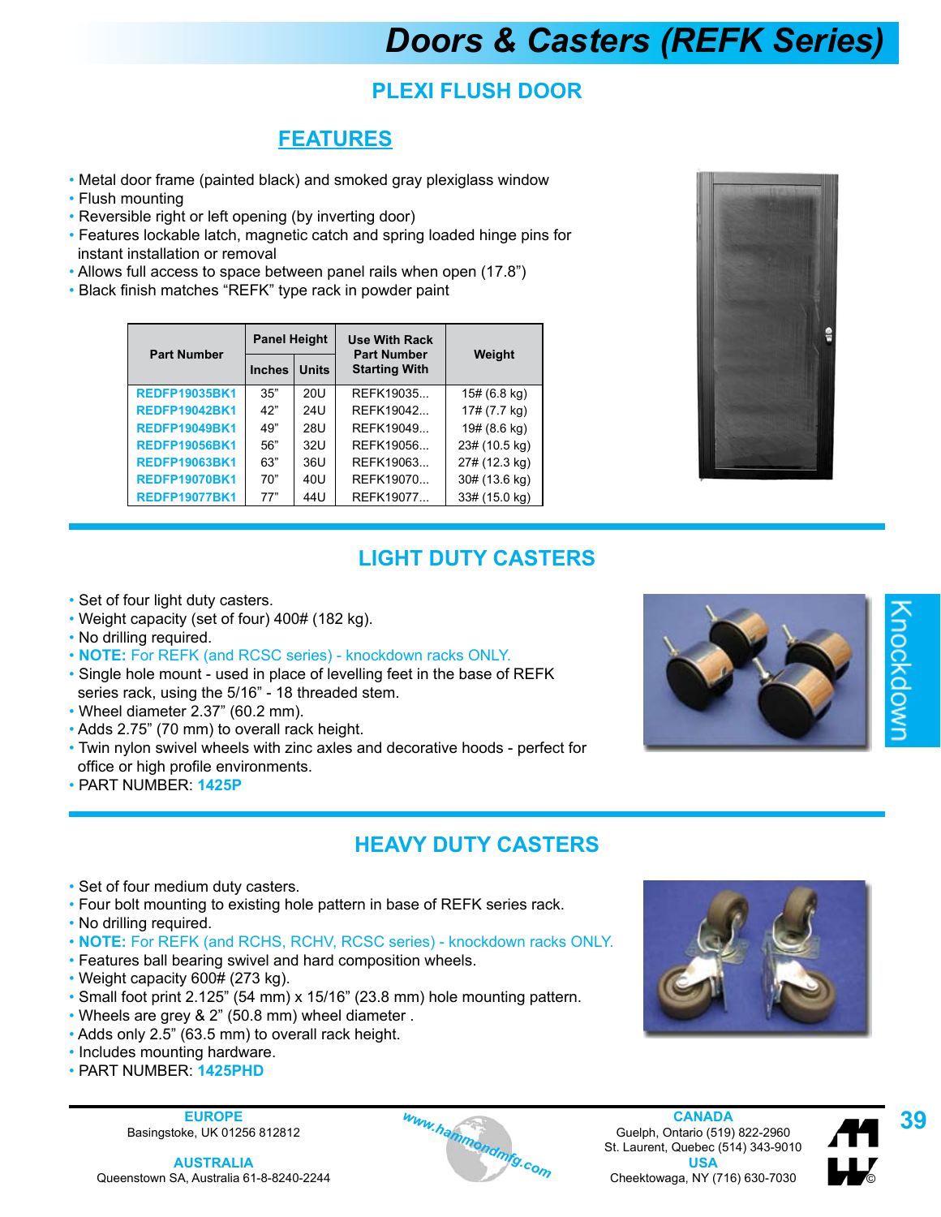# Doors & Casters (REFK Series)

## PLEXI FLUSH DOOR

### FEATURES

- Metal door frame (painted black) and smoked gray plexiglass window
- Flush mounting
- Reversible right or left opening (by inverting door)
- Features lockable latch, magnetic catch and spring loaded hinge pins for instant installation or removal
- Allows full access to space between panel rails when open (17.8")
- Black finish matches "REFK" type rack in powder paint

| Part Number | Panel Height | | Use With Rack Part Number Starting With | Weight |
|---|---|---|---|---|
| | Inches | Units | | |
| REDFP19035BK1 | 35" | 20U | REFK19035... | 15# (6.8 kg) |
| REDFP19042BK1 | 42" | 24U | REFK19042... | 17# (7.7 kg) |
| REDFP19049BK1 | 49" | 28U | REFK19049... | 19# (8.6 kg) |
| REDFP19056BK1 | 56" | 32U | REFK19056... | 23# (10.5 kg) |
| REDFP19063BK1 | 63" | 36U | REFK19063... | 27# (12.3 kg) |
| REDFP19070BK1 | 70" | 40U | REFK19070... | 30# (13.6 kg) |
| REDFP19077BK1 | 77" | 44U | REFK19077... | 33# (15.0 kg) |

## LIGHT DUTY CASTERS

- Set of four light duty casters.
- Weight capacity (set of four) 400# (182 kg).
- No drilling required.
- **NOTE:** For REFK (and RCSC series) - knockdown racks ONLY.
- Single hole mount - used in place of levelling feet in the base of REFK series rack, using the 5/16" - 18 threaded stem.
- Wheel diameter 2.37" (60.2 mm).
- Adds 2.75" (70 mm) to overall rack height.
- Twin nylon swivel wheels with zinc axles and decorative hoods - perfect for office or high profile environments.
- PART NUMBER: **1425P**

Knockdown

## HEAVY DUTY CASTERS

- Set of four medium duty casters.
- Four bolt mounting to existing hole pattern in base of REFK series rack.
- No drilling required.
- **NOTE:** For REFK (and RCHS, RCHV, RCSC series) - knockdown racks ONLY.
- Features ball bearing swivel and hard composition wheels.
- Weight capacity 600# (273 kg).
- Small foot print 2.125" (54 mm) x 15/16" (23.8 mm) hole mounting pattern.
- Wheels are grey & 2" (50.8 mm) wheel diameter .
- Adds only 2.5" (63.5 mm) to overall rack height.
- Includes mounting hardware.
- PART NUMBER: **1425PHD**

**EUROPE**
Basingstoke, UK 01256 812812

**AUSTRALIA**
Queenstown SA, Australia 61-8-8240-2244

www.hammondmfg.com

**CANADA**
Guelph, Ontario (519) 822-2960
St. Laurent, Quebec (514) 343-9010

**USA**
Cheektowaga, NY (716) 630-7030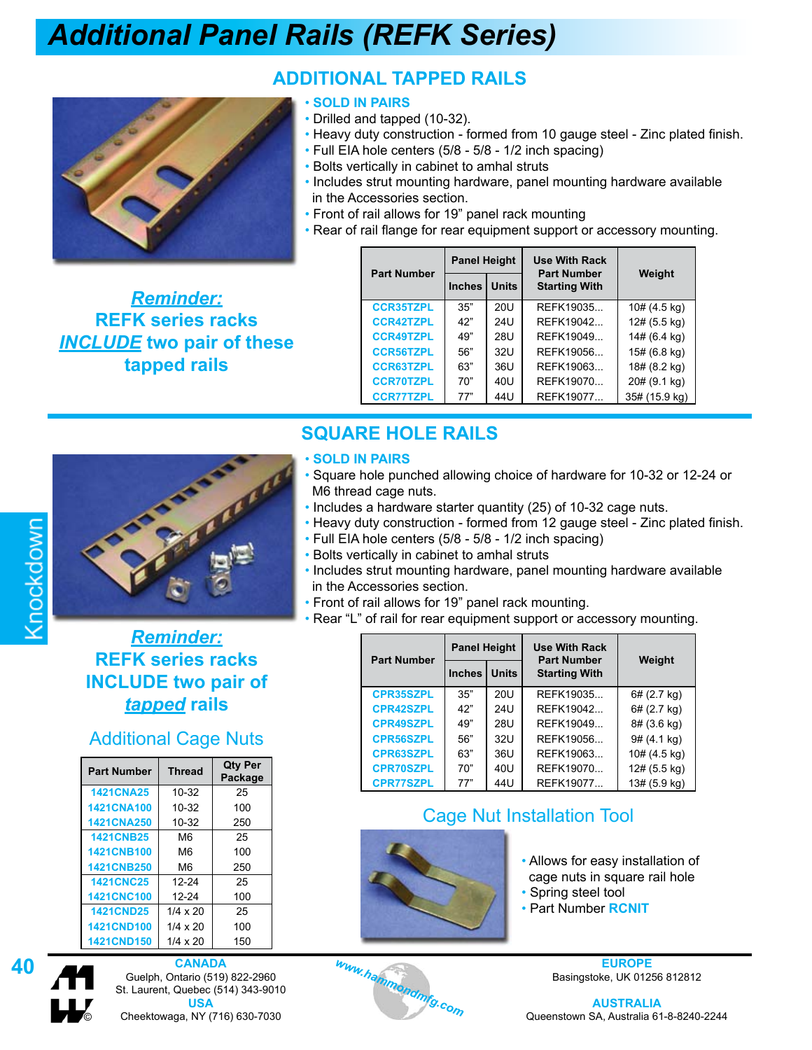# Additional Panel Rails (REFK Series)

## ADDITIONAL TAPPED RAILS

- **SOLD IN PAIRS**
- Drilled and tapped (10-32).
- Heavy duty construction - formed from 10 gauge steel - Zinc plated finish.
- Full EIA hole centers (5/8 - 5/8 - 1/2 inch spacing)
- Bolts vertically in cabinet to amhal struts
- Includes strut mounting hardware, panel mounting hardware available in the Accessories section.
- Front of rail allows for 19" panel rack mounting
- Rear of rail flange for rear equipment support or accessory mounting.

***Reminder:***
**REFK series racks *INCLUDE* two pair of these tapped rails**

| Part Number | Panel Height | | Use With Rack Part Number Starting With | Weight |
|---|---|---|---|---|
| | Inches | Units | | |
| CCR35TZPL | 35" | 20U | REFK19035... | 10# (4.5 kg) |
| CCR42TZPL | 42" | 24U | REFK19042... | 12# (5.5 kg) |
| CCR49TZPL | 49" | 28U | REFK19049... | 14# (6.4 kg) |
| CCR56TZPL | 56" | 32U | REFK19056... | 15# (6.8 kg) |
| CCR63TZPL | 63" | 36U | REFK19063... | 18# (8.2 kg) |
| CCR70TZPL | 70" | 40U | REFK19070... | 20# (9.1 kg) |
| CCR77TZPL | 77" | 44U | REFK19077... | 35# (15.9 kg) |

## SQUARE HOLE RAILS

- **SOLD IN PAIRS**
- Square hole punched allowing choice of hardware for 10-32 or 12-24 or M6 thread cage nuts.
- Includes a hardware starter quantity (25) of 10-32 cage nuts.
- Heavy duty construction - formed from 12 gauge steel - Zinc plated finish.
- Full EIA hole centers (5/8 - 5/8 - 1/2 inch spacing)
- Bolts vertically in cabinet to amhal struts
- Includes strut mounting hardware, panel mounting hardware available in the Accessories section.
- Front of rail allows for 19" panel rack mounting.
- Rear "L" of rail for rear equipment support or accessory mounting.

***Reminder:***
**REFK series racks INCLUDE two pair of *tapped* rails**

| Part Number | Panel Height | | Use With Rack Part Number Starting With | Weight |
|---|---|---|---|---|
| | Inches | Units | | |
| CPR35SZPL | 35" | 20U | REFK19035... | 6# (2.7 kg) |
| CPR42SZPL | 42" | 24U | REFK19042... | 6# (2.7 kg) |
| CPR49SZPL | 49" | 28U | REFK19049... | 8# (3.6 kg) |
| CPR56SZPL | 56" | 32U | REFK19056... | 9# (4.1 kg) |
| CPR63SZPL | 63" | 36U | REFK19063... | 10# (4.5 kg) |
| CPR70SZPL | 70" | 40U | REFK19070... | 12# (5.5 kg) |
| CPR77SZPL | 77" | 44U | REFK19077... | 13# (5.9 kg) |

### Additional Cage Nuts

| Part Number | Thread | Qty Per Package |
|---|---|---|
| 1421CNA25 | 10-32 | 25 |
| 1421CNA100 | 10-32 | 100 |
| 1421CNA250 | 10-32 | 250 |
| 1421CNB25 | M6 | 25 |
| 1421CNB100 | M6 | 100 |
| 1421CNB250 | M6 | 250 |
| 1421CNC25 | 12-24 | 25 |
| 1421CNC100 | 12-24 | 100 |
| 1421CND25 | 1/4 x 20 | 25 |
| 1421CND100 | 1/4 x 20 | 100 |
| 1421CND150 | 1/4 x 20 | 150 |

### Cage Nut Installation Tool

- Allows for easy installation of cage nuts in square rail hole
- Spring steel tool
- Part Number **RCNIT**

Knockdown

**CANADA**
Guelph, Ontario (519) 822-2960
St. Laurent, Quebec (514) 343-9010
**USA**
Cheektowaga, NY (716) 630-7030

www.hammondmfg.com

**EUROPE**
Basingstoke, UK 01256 812812

**AUSTRALIA**
Queenstown SA, Australia 61-8-8240-2244